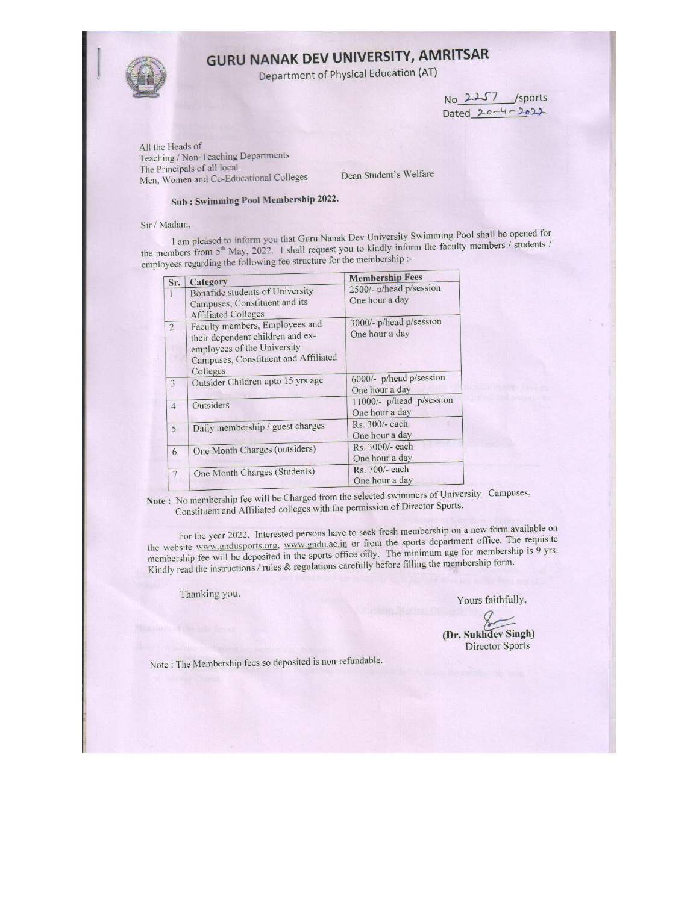# GURU NANAK DEV UNIVERSITY, AMRITSAR

Department of Physical Education (AT)

No 2257 /sports
Dated 20-4-2022

All the Heads of
Teaching / Non-Teaching Departments
The Principals of all local
Men, Women and Co-Educational Colleges

Dean Student's Welfare

**Sub : Swimming Pool Membership 2022.**

Sir / Madam,

I am pleased to inform you that Guru Nanak Dev University Swimming Pool shall be opened for the members from 5th May, 2022. I shall request you to kindly inform the faculty members / students / employees regarding the following fee structure for the membership :-

| Sr. | Category | Membership Fees |
|---|---|---|
| 1 | Bonafide students of University Campuses, Constituent and its Affiliated Colleges | 2500/- p/head p/session One hour a day |
| 2 | Faculty members, Employees and their dependent children and ex-employees of the University Campuses, Constituent and Affiliated Colleges | 3000/- p/head p/session One hour a day |
| 3 | Outsider Children upto 15 yrs age | 6000/- p/head p/session One hour a day |
| 4 | Outsiders | 11000/- p/head p/session One hour a day |
| 5 | Daily membership / guest charges | Rs. 300/- each One hour a day |
| 6 | One Month Charges (outsiders) | Rs. 3000/- each One hour a day |
| 7 | One Month Charges (Students) | Rs. 700/- each One hour a day |

**Note :** No membership fee will be Charged from the selected swimmers of University Campuses, Constituent and Affiliated colleges with the permission of Director Sports.

For the year 2022, Interested persons have to seek fresh membership on a new form available on the website www.gndusports.org, www.gndu.ac.in or from the sports department office. The requisite membership fee will be deposited in the sports office only. The minimum age for membership is 9 yrs. Kindly read the instructions / rules & regulations carefully before filling the membership form.

Thanking you.

Yours faithfully,

**(Dr. Sukhdev Singh)**
Director Sports

Note : The Membership fees so deposited is non-refundable.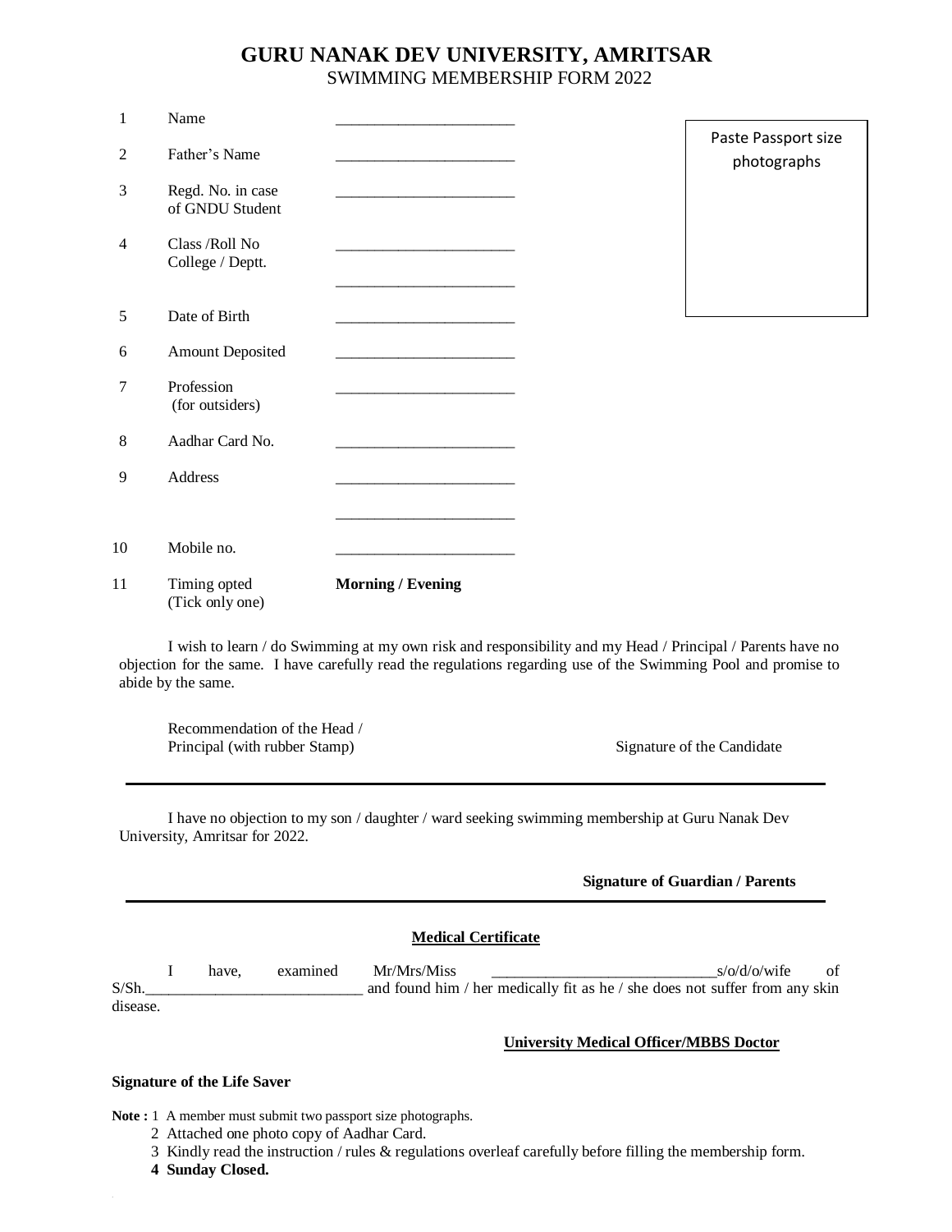# GURU NANAK DEV UNIVERSITY, AMRITSAR

SWIMMING MEMBERSHIP FORM 2022

Paste Passport size photographs

| | | |
|---|---|---|
| 1 | Name | _______________________ |
| 2 | Father's Name | _______________________ |
| 3 | Regd. No. in case of GNDU Student | _______________________ |
| 4 | Class /Roll No College / Deptt. | _______________________ _______________________ |
| 5 | Date of Birth | _______________________ |
| 6 | Amount Deposited | _______________________ |
| 7 | Profession (for outsiders) | _______________________ |
| 8 | Aadhar Card No. | _______________________ |
| 9 | Address | _______________________ _______________________ |
| 10 | Mobile no. | _______________________ |
| 11 | Timing opted (Tick only one) | **Morning / Evening** |

I wish to learn / do Swimming at my own risk and responsibility and my Head / Principal / Parents have no objection for the same. I have carefully read the regulations regarding use of the Swimming Pool and promise to abide by the same.

Recommendation of the Head / Principal (with rubber Stamp) Signature of the Candidate

---

I have no objection to my son / daughter / ward seeking swimming membership at Guru Nanak Dev University, Amritsar for 2022.

**Signature of Guardian / Parents**

---

**Medical Certificate**

I have, examined Mr/Mrs/Miss ____________________________s/o/d/o/wife of S/Sh.___________________________ and found him / her medically fit as he / she does not suffer from any skin disease.

**University Medical Officer/MBBS Doctor**

**Signature of the Life Saver**

**Note :** 1 A member must submit two passport size photographs.
2 Attached one photo copy of Aadhar Card.
3 Kindly read the instruction / rules & regulations overleaf carefully before filling the membership form.
**4 Sunday Closed.**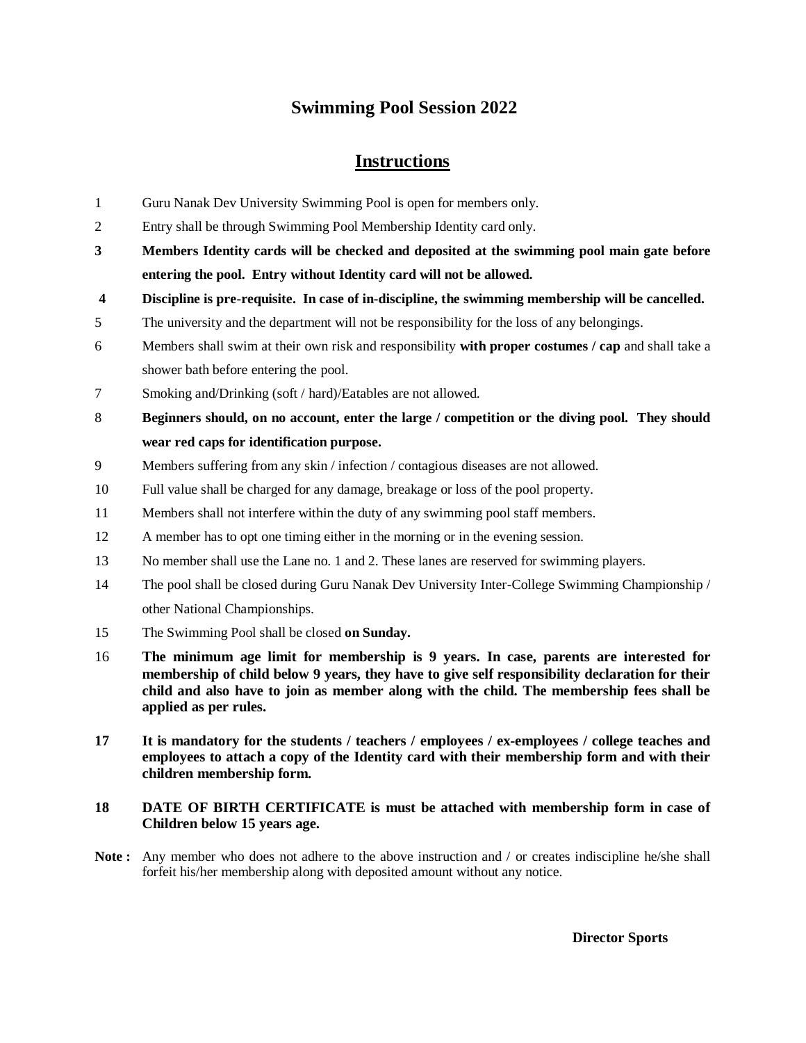# Swimming Pool Session 2022

## Instructions

1. Guru Nanak Dev University Swimming Pool is open for members only.
2. Entry shall be through Swimming Pool Membership Identity card only.
3. **Members Identity cards will be checked and deposited at the swimming pool main gate before entering the pool. Entry without Identity card will not be allowed.**
4. **Discipline is pre-requisite. In case of in-discipline, the swimming membership will be cancelled.**
5. The university and the department will not be responsibility for the loss of any belongings.
6. Members shall swim at their own risk and responsibility **with proper costumes / cap** and shall take a shower bath before entering the pool.
7. Smoking and/Drinking (soft / hard)/Eatables are not allowed.
8. **Beginners should, on no account, enter the large / competition or the diving pool. They should wear red caps for identification purpose.**
9. Members suffering from any skin / infection / contagious diseases are not allowed.
10. Full value shall be charged for any damage, breakage or loss of the pool property.
11. Members shall not interfere within the duty of any swimming pool staff members.
12. A member has to opt one timing either in the morning or in the evening session.
13. No member shall use the Lane no. 1 and 2. These lanes are reserved for swimming players.
14. The pool shall be closed during Guru Nanak Dev University Inter-College Swimming Championship / other National Championships.
15. The Swimming Pool shall be closed **on Sunday.**
16. **The minimum age limit for membership is 9 years. In case, parents are interested for membership of child below 9 years, they have to give self responsibility declaration for their child and also have to join as member along with the child. The membership fees shall be applied as per rules.**
17. **It is mandatory for the students / teachers / employees / ex-employees / college teaches and employees to attach a copy of the Identity card with their membership form and with their children membership form.**
18. **DATE OF BIRTH CERTIFICATE is must be attached with membership form in case of Children below 15 years age.**

**Note :** Any member who does not adhere to the above instruction and / or creates indiscipline he/she shall forfeit his/her membership along with deposited amount without any notice.

**Director Sports**